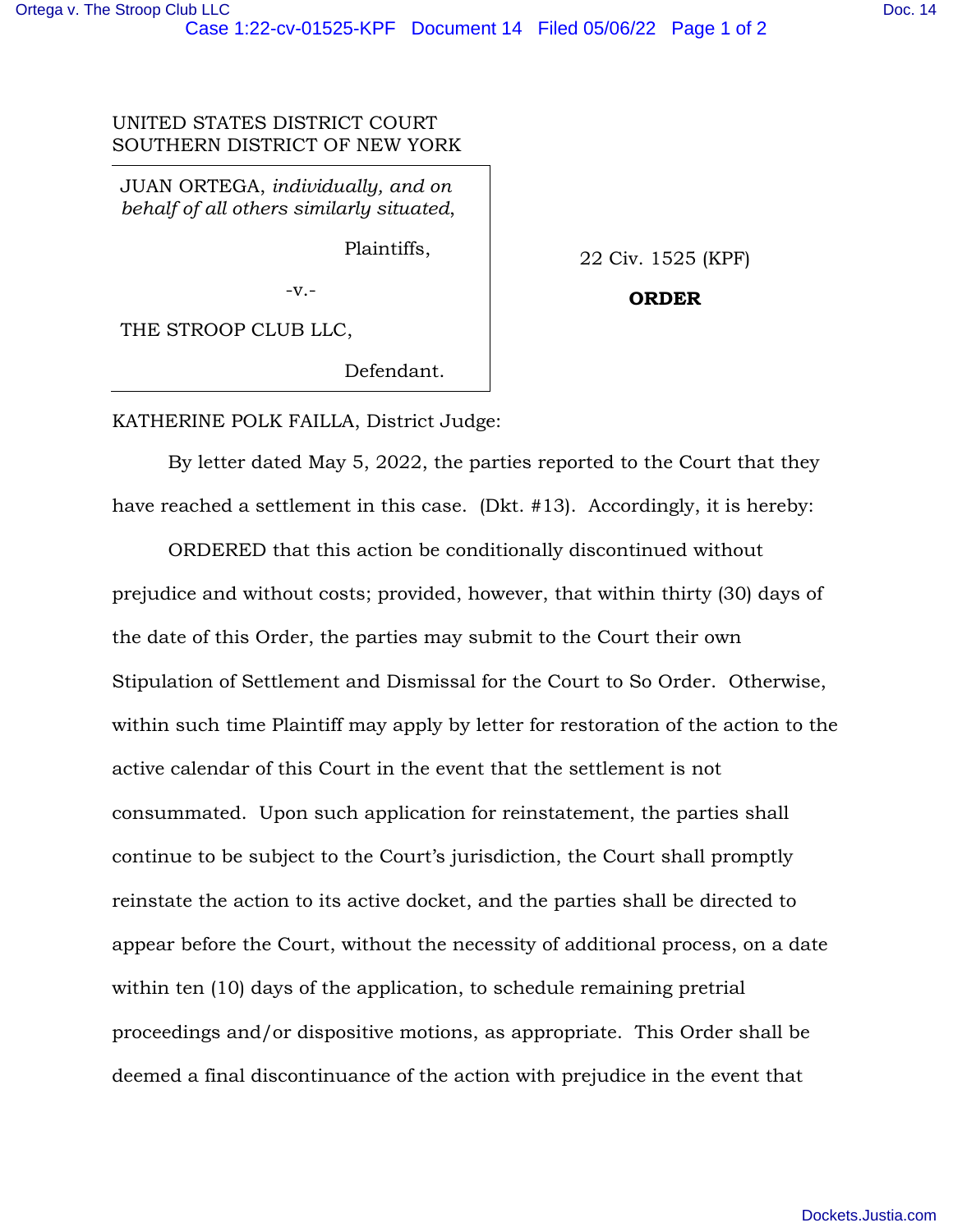UNITED STATES DISTRICT COURT
SOUTHERN DISTRICT OF NEW YORK

JUAN ORTEGA, *individually, and on behalf of all others similarly situated*,

Plaintiffs,

-v.-

THE STROOP CLUB LLC,

Defendant.

22 Civ. 1525 (KPF)

**ORDER**

KATHERINE POLK FAILLA, District Judge:

By letter dated May 5, 2022, the parties reported to the Court that they have reached a settlement in this case. (Dkt. #13). Accordingly, it is hereby:

ORDERED that this action be conditionally discontinued without prejudice and without costs; provided, however, that within thirty (30) days of the date of this Order, the parties may submit to the Court their own Stipulation of Settlement and Dismissal for the Court to So Order. Otherwise, within such time Plaintiff may apply by letter for restoration of the action to the active calendar of this Court in the event that the settlement is not consummated. Upon such application for reinstatement, the parties shall continue to be subject to the Court's jurisdiction, the Court shall promptly reinstate the action to its active docket, and the parties shall be directed to appear before the Court, without the necessity of additional process, on a date within ten (10) days of the application, to schedule remaining pretrial proceedings and/or dispositive motions, as appropriate. This Order shall be deemed a final discontinuance of the action with prejudice in the event that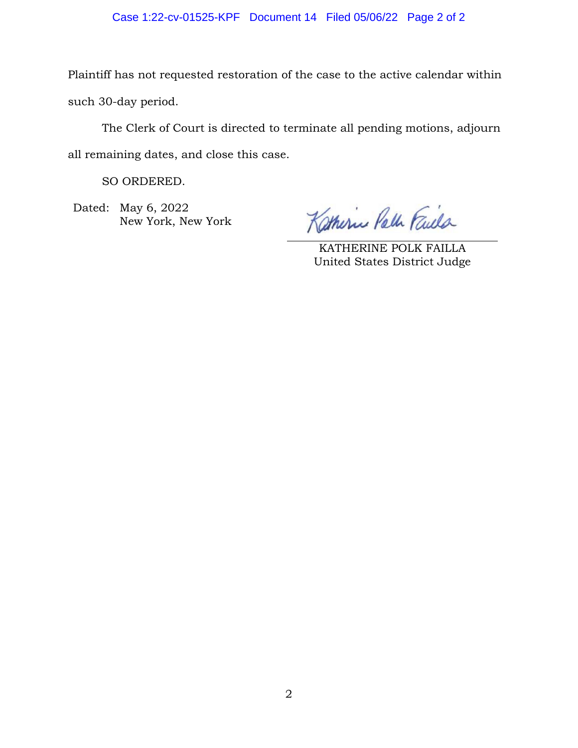Plaintiff has not requested restoration of the case to the active calendar within such 30-day period.

The Clerk of Court is directed to terminate all pending motions, adjourn all remaining dates, and close this case.

SO ORDERED.

Dated: May 6, 2022
New York, New York

KATHERINE POLK FAILLA
United States District Judge